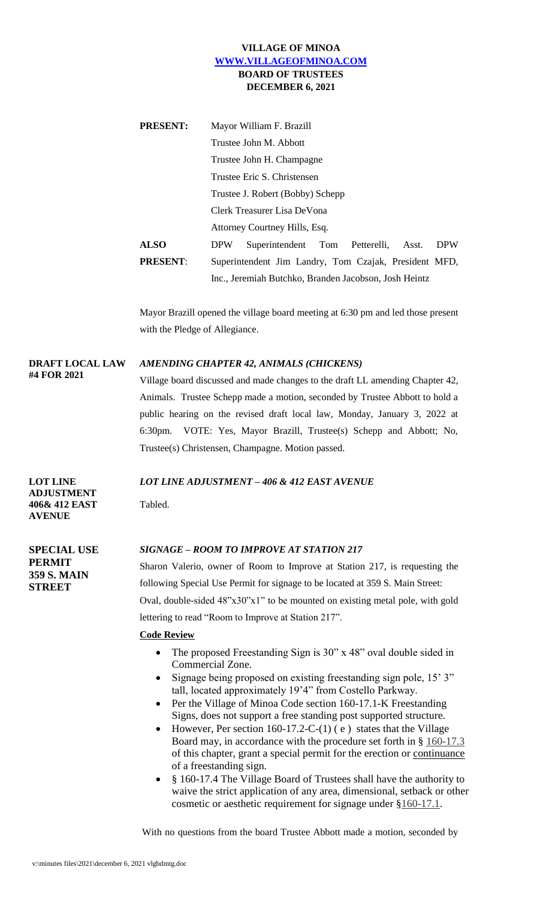**VILLAGE OF MINOA**
**WWW.VILLAGEOFMINOA.COM**
**BOARD OF TRUSTEES**
**DECEMBER 6, 2021**

**PRESENT:** Mayor William F. Brazill
Trustee John M. Abbott
Trustee John H. Champagne
Trustee Eric S. Christensen
Trustee J. Robert (Bobby) Schepp
Clerk Treasurer Lisa DeVona
Attorney Courtney Hills, Esq.

**ALSO PRESENT**: DPW Superintendent Tom Petterelli, Asst. DPW Superintendent Jim Landry, Tom Czajak, President MFD, Inc., Jeremiah Butchko, Branden Jacobson, Josh Heintz

Mayor Brazill opened the village board meeting at 6:30 pm and led those present with the Pledge of Allegiance.

**DRAFT LOCAL LAW #4 FOR 2021**

***AMENDING CHAPTER 42, ANIMALS (CHICKENS)***

Village board discussed and made changes to the draft LL amending Chapter 42, Animals. Trustee Schepp made a motion, seconded by Trustee Abbott to hold a public hearing on the revised draft local law, Monday, January 3, 2022 at 6:30pm. VOTE: Yes, Mayor Brazill, Trustee(s) Schepp and Abbott; No, Trustee(s) Christensen, Champagne. Motion passed.

**LOT LINE ADJUSTMENT 406& 412 EAST AVENUE**

***LOT LINE ADJUSTMENT – 406 & 412 EAST AVENUE***

Tabled.

**SPECIAL USE PERMIT 359 S. MAIN STREET**

***SIGNAGE – ROOM TO IMPROVE AT STATION 217***

Sharon Valerio, owner of Room to Improve at Station 217, is requesting the following Special Use Permit for signage to be located at 359 S. Main Street: Oval, double-sided 48"x30"x1" to be mounted on existing metal pole, with gold lettering to read "Room to Improve at Station 217".

**Code Review**

- The proposed Freestanding Sign is 30" x 48" oval double sided in Commercial Zone.
- Signage being proposed on existing freestanding sign pole, 15' 3" tall, located approximately 19'4" from Costello Parkway.
- Per the Village of Minoa Code section 160-17.1-K Freestanding Signs, does not support a free standing post supported structure.
- However, Per section 160-17.2-C-(1) ( e ) states that the Village Board may, in accordance with the procedure set forth in § 160-17.3 of this chapter, grant a special permit for the erection or continuance of a freestanding sign.
- § 160-17.4 The Village Board of Trustees shall have the authority to waive the strict application of any area, dimensional, setback or other cosmetic or aesthetic requirement for signage under §160-17.1.

With no questions from the board Trustee Abbott made a motion, seconded by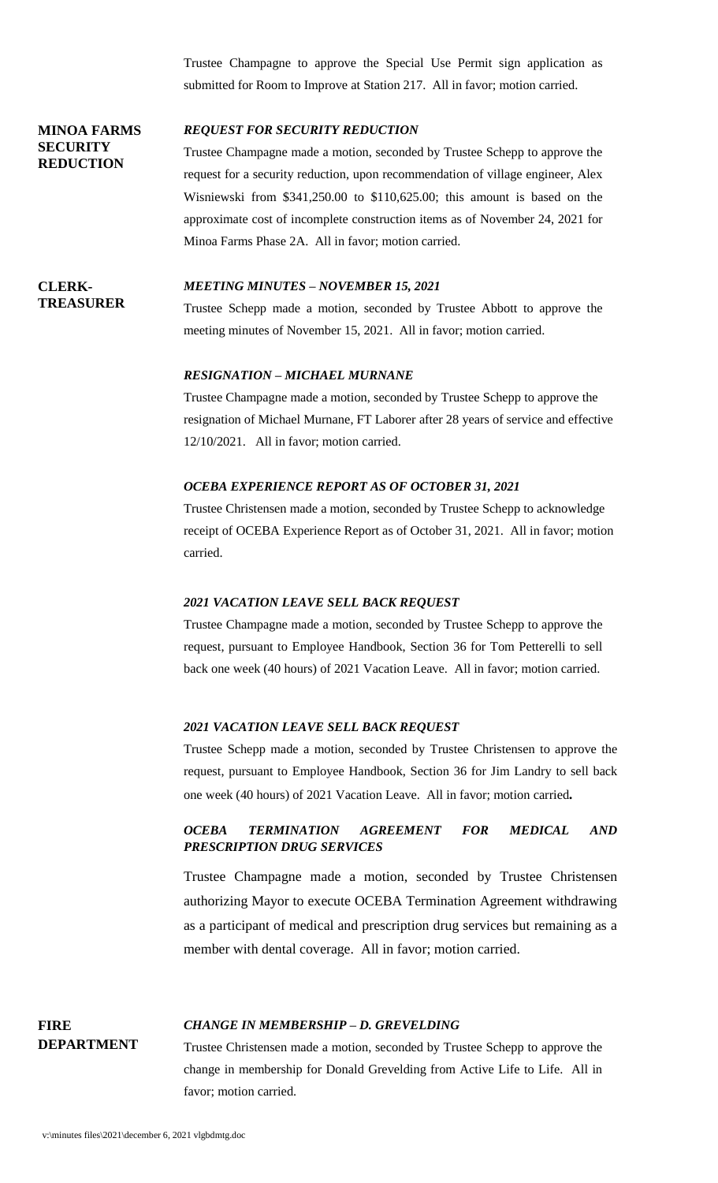Trustee Champagne to approve the Special Use Permit sign application as submitted for Room to Improve at Station 217. All in favor; motion carried.

**MINOA FARMS SECURITY REDUCTION**

***REQUEST FOR SECURITY REDUCTION***

Trustee Champagne made a motion, seconded by Trustee Schepp to approve the request for a security reduction, upon recommendation of village engineer, Alex Wisniewski from $341,250.00 to $110,625.00; this amount is based on the approximate cost of incomplete construction items as of November 24, 2021 for Minoa Farms Phase 2A. All in favor; motion carried.

**CLERK-TREASURER**

***MEETING MINUTES – NOVEMBER 15, 2021***

Trustee Schepp made a motion, seconded by Trustee Abbott to approve the meeting minutes of November 15, 2021. All in favor; motion carried.

***RESIGNATION – MICHAEL MURNANE***

Trustee Champagne made a motion, seconded by Trustee Schepp to approve the resignation of Michael Murnane, FT Laborer after 28 years of service and effective 12/10/2021. All in favor; motion carried.

***OCEBA EXPERIENCE REPORT AS OF OCTOBER 31, 2021***

Trustee Christensen made a motion, seconded by Trustee Schepp to acknowledge receipt of OCEBA Experience Report as of October 31, 2021. All in favor; motion carried.

***2021 VACATION LEAVE SELL BACK REQUEST***

Trustee Champagne made a motion, seconded by Trustee Schepp to approve the request, pursuant to Employee Handbook, Section 36 for Tom Petterelli to sell back one week (40 hours) of 2021 Vacation Leave. All in favor; motion carried.

***2021 VACATION LEAVE SELL BACK REQUEST***

Trustee Schepp made a motion, seconded by Trustee Christensen to approve the request, pursuant to Employee Handbook, Section 36 for Jim Landry to sell back one week (40 hours) of 2021 Vacation Leave. All in favor; motion carried**.**

***OCEBA TERMINATION AGREEMENT FOR MEDICAL AND PRESCRIPTION DRUG SERVICES***

Trustee Champagne made a motion, seconded by Trustee Christensen authorizing Mayor to execute OCEBA Termination Agreement withdrawing as a participant of medical and prescription drug services but remaining as a member with dental coverage. All in favor; motion carried.

**FIRE DEPARTMENT**

***CHANGE IN MEMBERSHIP – D. GREVELDING***

Trustee Christensen made a motion, seconded by Trustee Schepp to approve the change in membership for Donald Grevelding from Active Life to Life. All in favor; motion carried.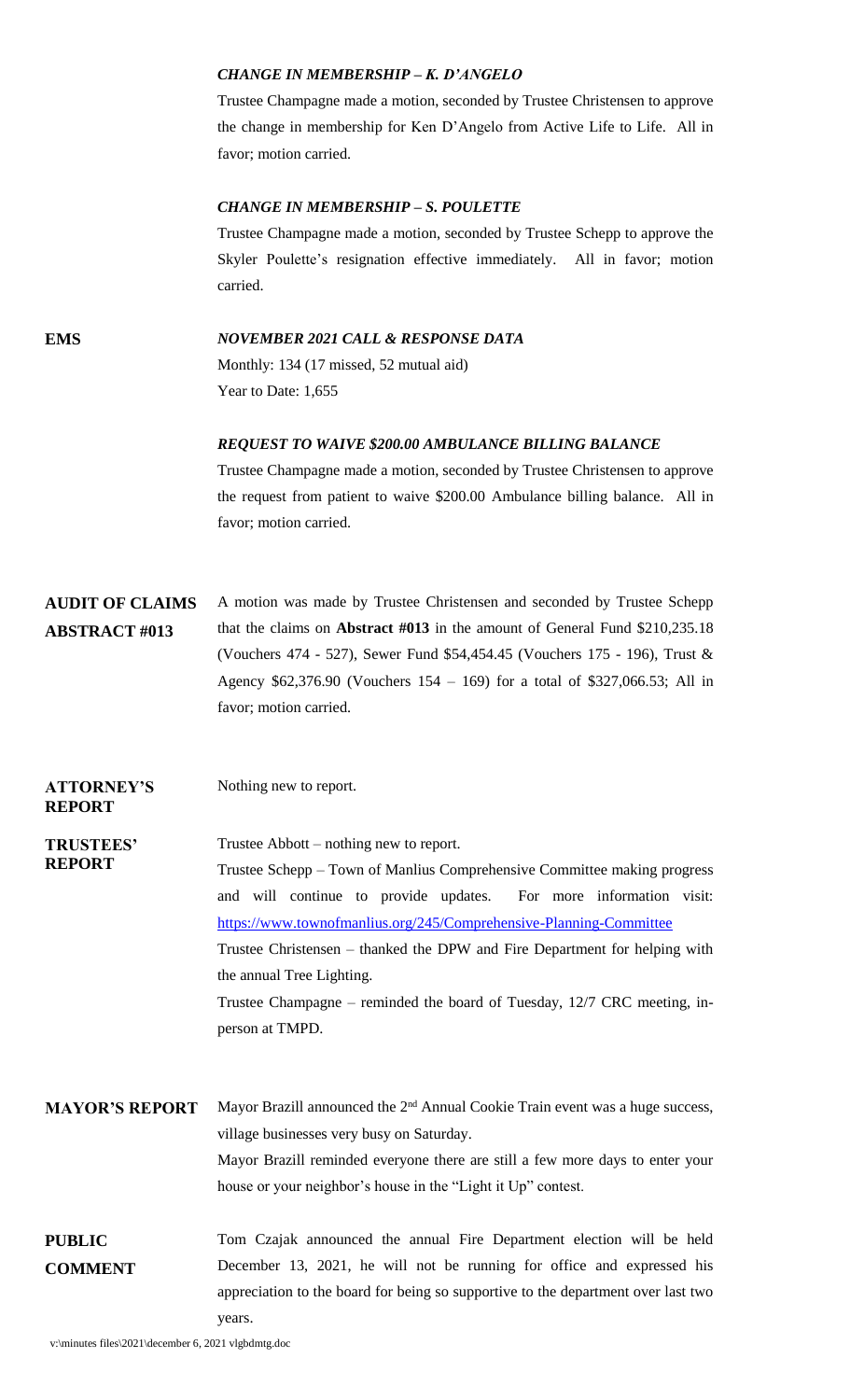***CHANGE IN MEMBERSHIP – K. D'ANGELO***

Trustee Champagne made a motion, seconded by Trustee Christensen to approve the change in membership for Ken D'Angelo from Active Life to Life. All in favor; motion carried.

***CHANGE IN MEMBERSHIP – S. POULETTE***

Trustee Champagne made a motion, seconded by Trustee Schepp to approve the Skyler Poulette's resignation effective immediately. All in favor; motion carried.

**EMS**

***NOVEMBER 2021 CALL & RESPONSE DATA***

Monthly: 134 (17 missed, 52 mutual aid)
Year to Date: 1,655

***REQUEST TO WAIVE $200.00 AMBULANCE BILLING BALANCE***

Trustee Champagne made a motion, seconded by Trustee Christensen to approve the request from patient to waive $200.00 Ambulance billing balance. All in favor; motion carried.

**AUDIT OF CLAIMS ABSTRACT #013**

A motion was made by Trustee Christensen and seconded by Trustee Schepp that the claims on **Abstract #013** in the amount of General Fund $210,235.18 (Vouchers 474 - 527), Sewer Fund $54,454.45 (Vouchers 175 - 196), Trust & Agency $62,376.90 (Vouchers 154 – 169) for a total of $327,066.53; All in favor; motion carried.

**ATTORNEY'S REPORT**

Nothing new to report.

**TRUSTEES' REPORT**

Trustee Abbott – nothing new to report.

Trustee Schepp – Town of Manlius Comprehensive Committee making progress and will continue to provide updates. For more information visit: https://www.townofmanlius.org/245/Comprehensive-Planning-Committee

Trustee Christensen – thanked the DPW and Fire Department for helping with the annual Tree Lighting.

Trustee Champagne – reminded the board of Tuesday, 12/7 CRC meeting, in-person at TMPD.

**MAYOR'S REPORT**

Mayor Brazill announced the 2nd Annual Cookie Train event was a huge success, village businesses very busy on Saturday.

Mayor Brazill reminded everyone there are still a few more days to enter your house or your neighbor's house in the "Light it Up" contest.

**PUBLIC COMMENT**

Tom Czajak announced the annual Fire Department election will be held December 13, 2021, he will not be running for office and expressed his appreciation to the board for being so supportive to the department over last two years.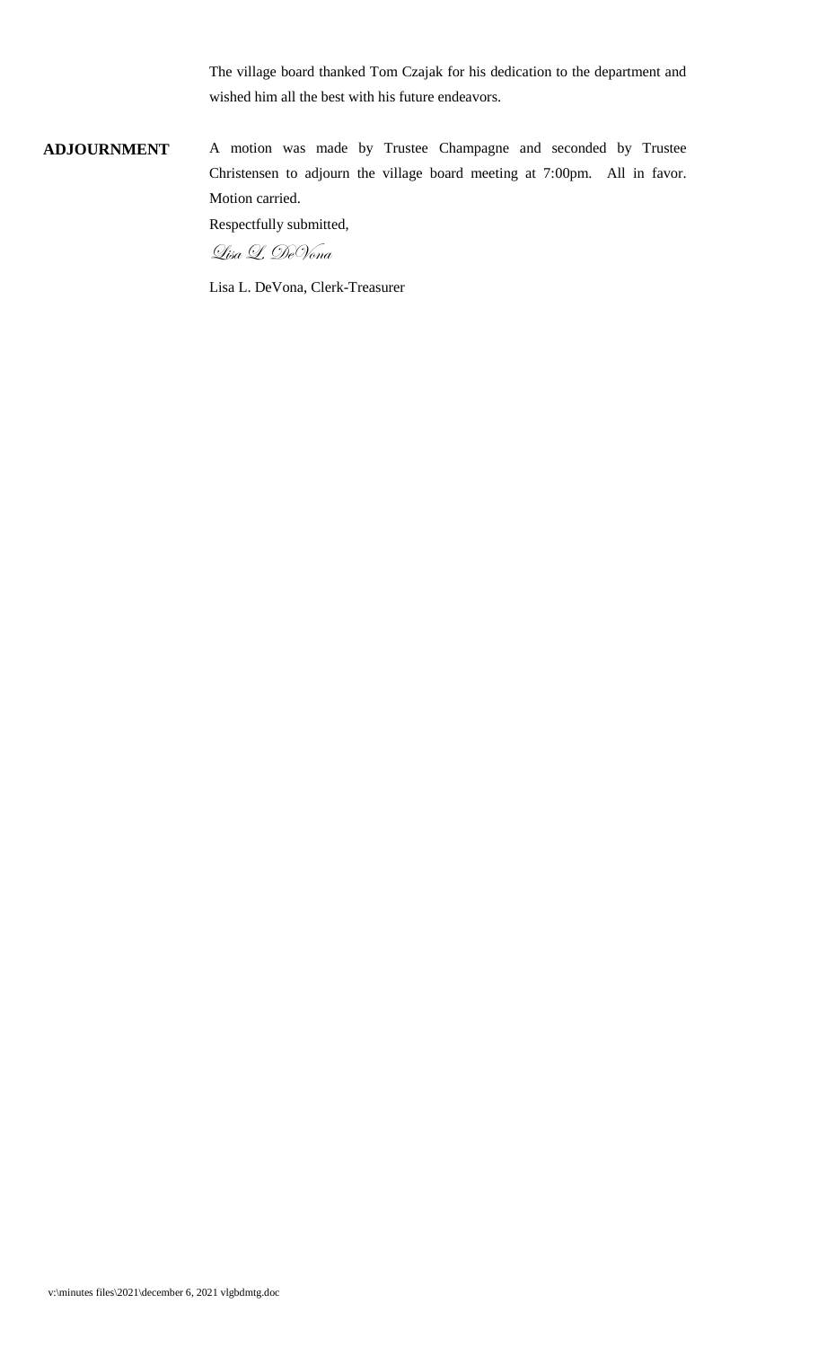The village board thanked Tom Czajak for his dedication to the department and wished him all the best with his future endeavors.

**ADJOURNMENT** A motion was made by Trustee Champagne and seconded by Trustee Christensen to adjourn the village board meeting at 7:00pm. All in favor. Motion carried.

Respectfully submitted,

*Lisa L. DeVona*

Lisa L. DeVona, Clerk-Treasurer

v:\minutes files\2021\december 6, 2021 vlgbdmtg.doc